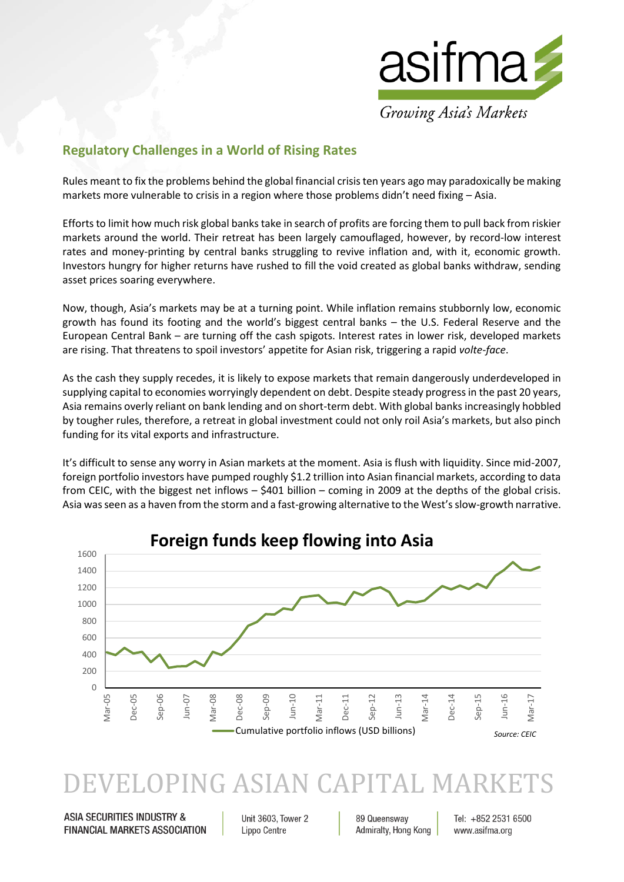## Regulatory Challenges in a World of Rising Rates

Rules meant to fix the problems behind the global financial crisis ten years ago may paradoxically be making markets more vulnerable to crisis in a region where those problems didn't need fixing – Asia.

Efforts to limit how much risk global banks take in search of profits are forcing them to pull back from riskier markets around the world. Their retreat has been largely camouflaged, however, by record-low interest rates and money-printing by central banks struggling to revive inflation and, with it, economic growth. Investors hungry for higher returns have rushed to fill the void created as global banks withdraw, sending asset prices soaring everywhere.

Now, though, Asia's markets may be at a turning point. While inflation remains stubbornly low, economic growth has found its footing and the world's biggest central banks – the U.S. Federal Reserve and the European Central Bank – are turning off the cash spigots. Interest rates in lower risk, developed markets are rising. That threatens to spoil investors' appetite for Asian risk, triggering a rapid *volte-face*.

As the cash they supply recedes, it is likely to expose markets that remain dangerously underdeveloped in supplying capital to economies worryingly dependent on debt. Despite steady progress in the past 20 years, Asia remains overly reliant on bank lending and on short-term debt. With global banks increasingly hobbled by tougher rules, therefore, a retreat in global investment could not only roil Asia's markets, but also pinch funding for its vital exports and infrastructure.

It's difficult to sense any worry in Asian markets at the moment. Asia is flush with liquidity. Since mid-2007, foreign portfolio investors have pumped roughly $1.2 trillion into Asian financial markets, according to data from CEIC, with the biggest net inflows – $401 billion – coming in 2009 at the depths of the global crisis. Asia was seen as a haven from the storm and a fast-growing alternative to the West's slow-growth narrative.

**Foreign funds keep flowing into Asia**

Cumulative portfolio inflows (USD billions)

*Source: CEIC*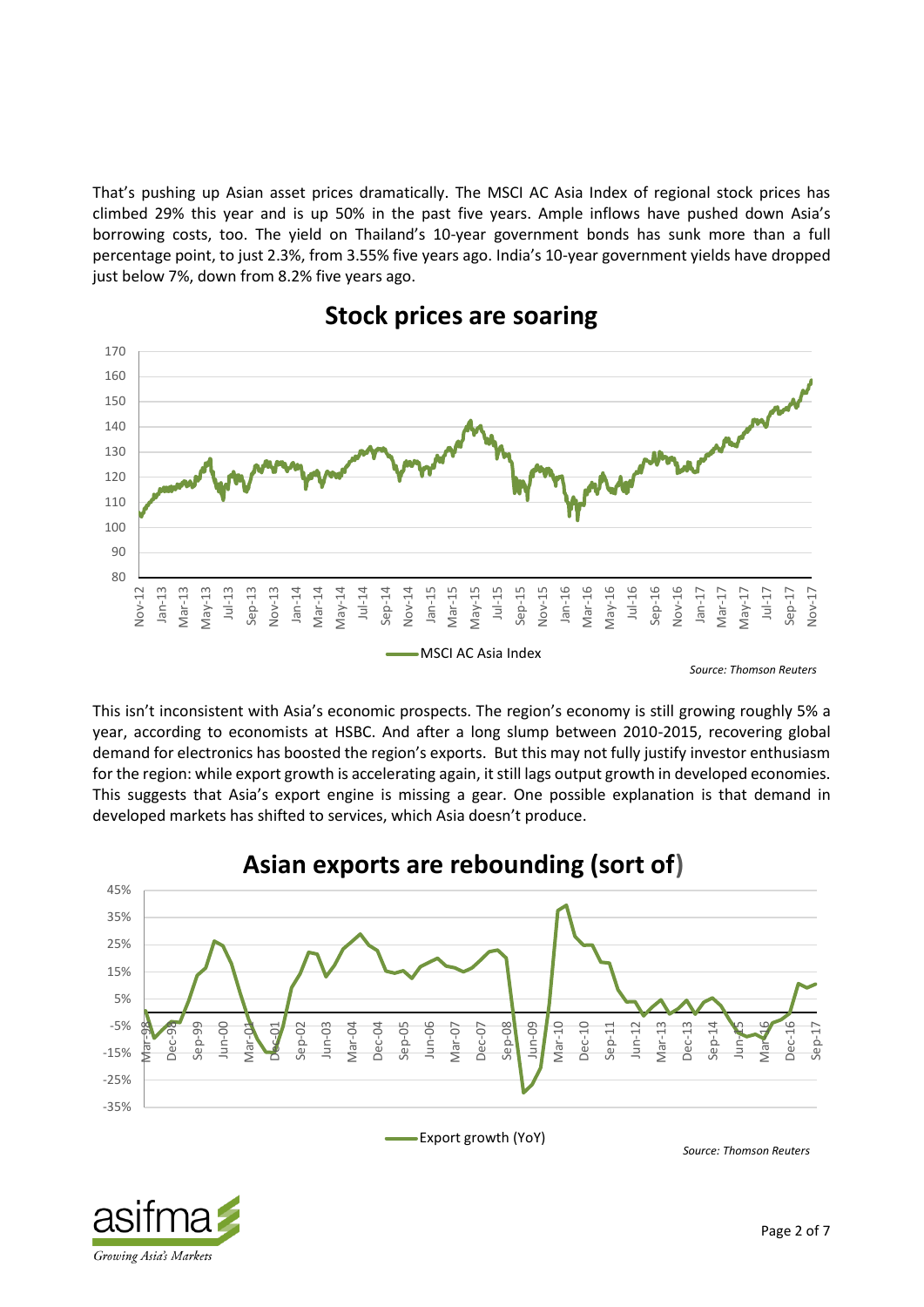That's pushing up Asian asset prices dramatically. The MSCI AC Asia Index of regional stock prices has climbed 29% this year and is up 50% in the past five years. Ample inflows have pushed down Asia's borrowing costs, too. The yield on Thailand's 10-year government bonds has sunk more than a full percentage point, to just 2.3%, from 3.55% five years ago. India's 10-year government yields have dropped just below 7%, down from 8.2% five years ago.

**Stock prices are soaring**

MSCI AC Asia Index

*Source: Thomson Reuters*

This isn't inconsistent with Asia's economic prospects. The region's economy is still growing roughly 5% a year, according to economists at HSBC. And after a long slump between 2010-2015, recovering global demand for electronics has boosted the region's exports. But this may not fully justify investor enthusiasm for the region: while export growth is accelerating again, it still lags output growth in developed economies. This suggests that Asia's export engine is missing a gear. One possible explanation is that demand in developed markets has shifted to services, which Asia doesn't produce.

**Asian exports are rebounding (sort of)**

Export growth (YoY)

*Source: Thomson Reuters*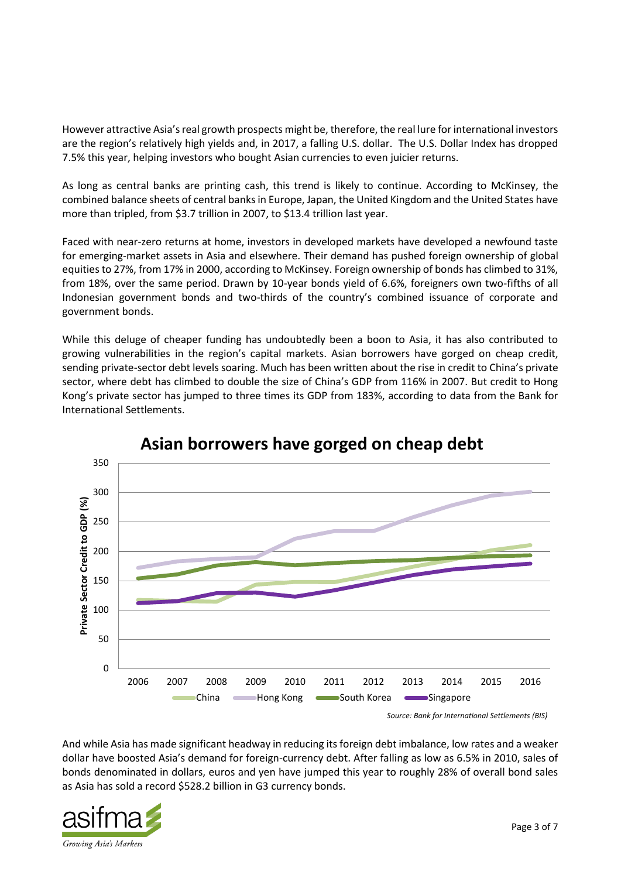However attractive Asia's real growth prospects might be, therefore, the real lure for international investors are the region's relatively high yields and, in 2017, a falling U.S. dollar. The U.S. Dollar Index has dropped 7.5% this year, helping investors who bought Asian currencies to even juicier returns.

As long as central banks are printing cash, this trend is likely to continue. According to McKinsey, the combined balance sheets of central banks in Europe, Japan, the United Kingdom and the United States have more than tripled, from $3.7 trillion in 2007, to $13.4 trillion last year.

Faced with near-zero returns at home, investors in developed markets have developed a newfound taste for emerging-market assets in Asia and elsewhere. Their demand has pushed foreign ownership of global equities to 27%, from 17% in 2000, according to McKinsey. Foreign ownership of bonds has climbed to 31%, from 18%, over the same period. Drawn by 10-year bonds yield of 6.6%, foreigners own two-fifths of all Indonesian government bonds and two-thirds of the country's combined issuance of corporate and government bonds.

While this deluge of cheaper funding has undoubtedly been a boon to Asia, it has also contributed to growing vulnerabilities in the region's capital markets. Asian borrowers have gorged on cheap credit, sending private-sector debt levels soaring. Much has been written about the rise in credit to China's private sector, where debt has climbed to double the size of China's GDP from 116% in 2007. But credit to Hong Kong's private sector has jumped to three times its GDP from 183%, according to data from the Bank for International Settlements.

**Asian borrowers have gorged on cheap debt**

*Source: Bank for International Settlements (BIS)*

And while Asia has made significant headway in reducing its foreign debt imbalance, low rates and a weaker dollar have boosted Asia's demand for foreign-currency debt. After falling as low as 6.5% in 2010, sales of bonds denominated in dollars, euros and yen have jumped this year to roughly 28% of overall bond sales as Asia has sold a record $528.2 billion in G3 currency bonds.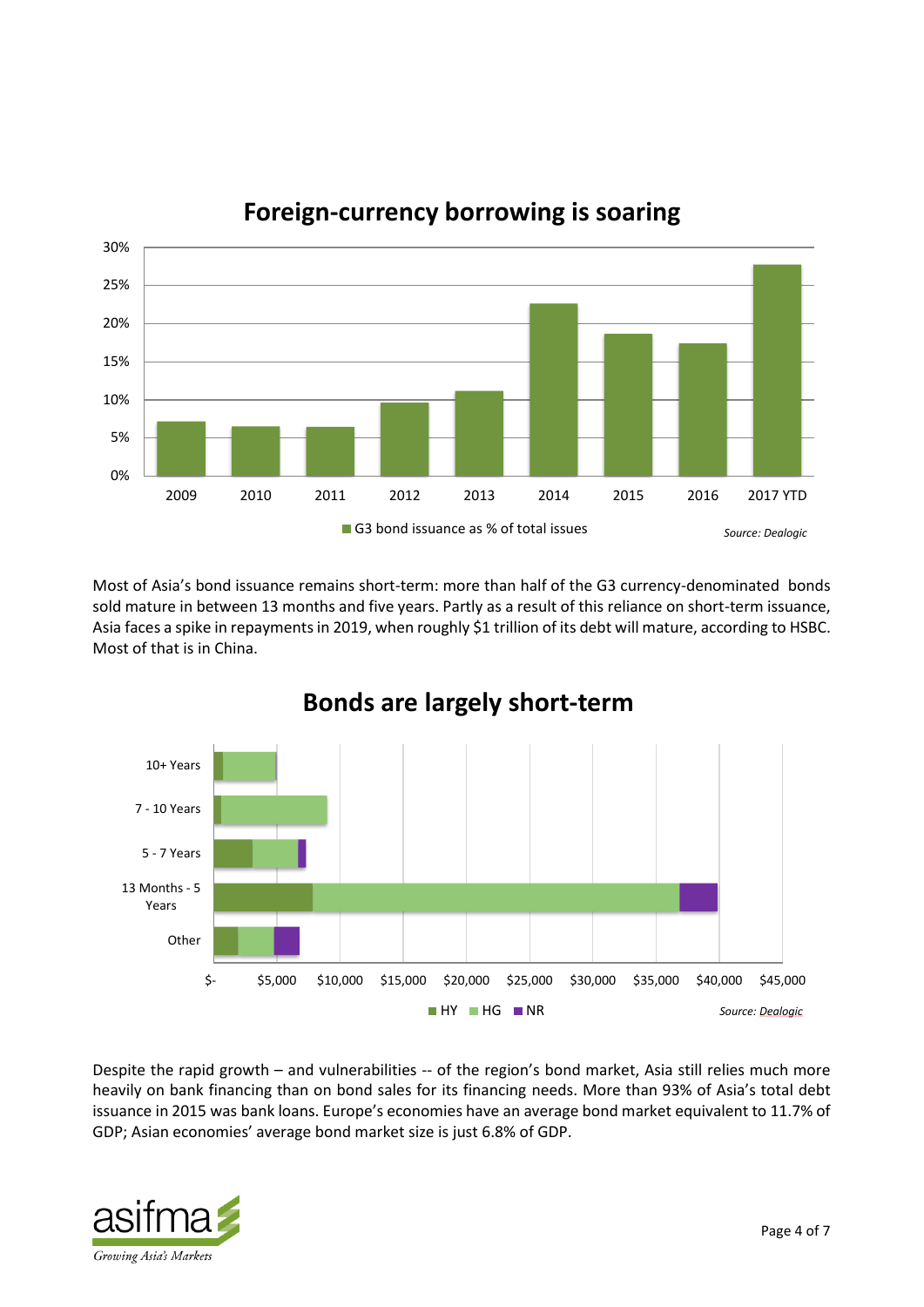## Foreign-currency borrowing is soaring

■ G3 bond issuance as % of total issues

*Source: Dealogic*

Most of Asia's bond issuance remains short-term: more than half of the G3 currency-denominated bonds sold mature in between 13 months and five years. Partly as a result of this reliance on short-term issuance, Asia faces a spike in repayments in 2019, when roughly $1 trillion of its debt will mature, according to HSBC. Most of that is in China.

## Bonds are largely short-term

■ HY ■ HG ■ NR

*Source: Dealogic*

Despite the rapid growth – and vulnerabilities -- of the region's bond market, Asia still relies much more heavily on bank financing than on bond sales for its financing needs. More than 93% of Asia's total debt issuance in 2015 was bank loans. Europe's economies have an average bond market equivalent to 11.7% of GDP; Asian economies' average bond market size is just 6.8% of GDP.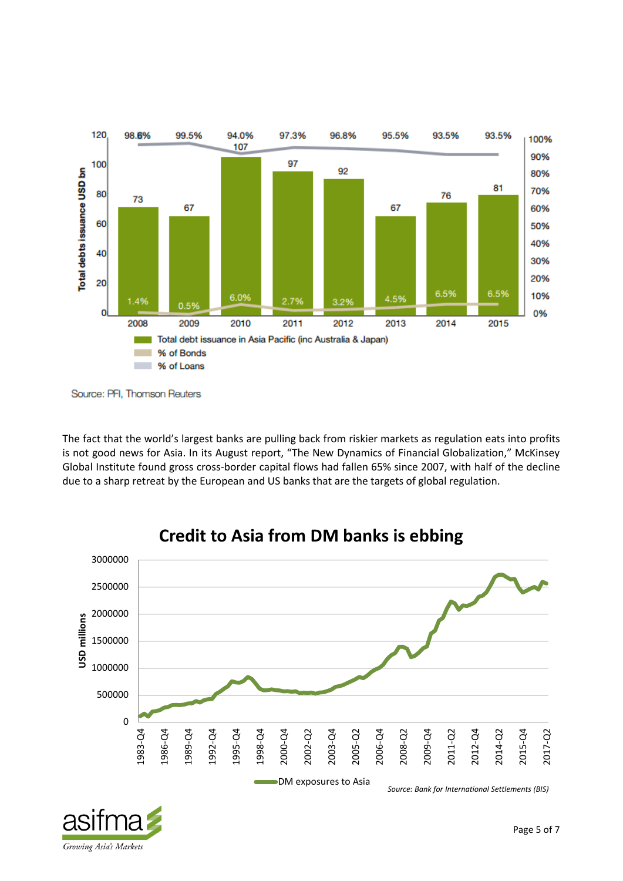Source: PFI, Thomson Reuters

The fact that the world's largest banks are pulling back from riskier markets as regulation eats into profits is not good news for Asia. In its August report, "The New Dynamics of Financial Globalization," McKinsey Global Institute found gross cross-border capital flows had fallen 65% since 2007, with half of the decline due to a sharp retreat by the European and US banks that are the targets of global regulation.

**Credit to Asia from DM banks is ebbing**

*Source: Bank for International Settlements (BIS)*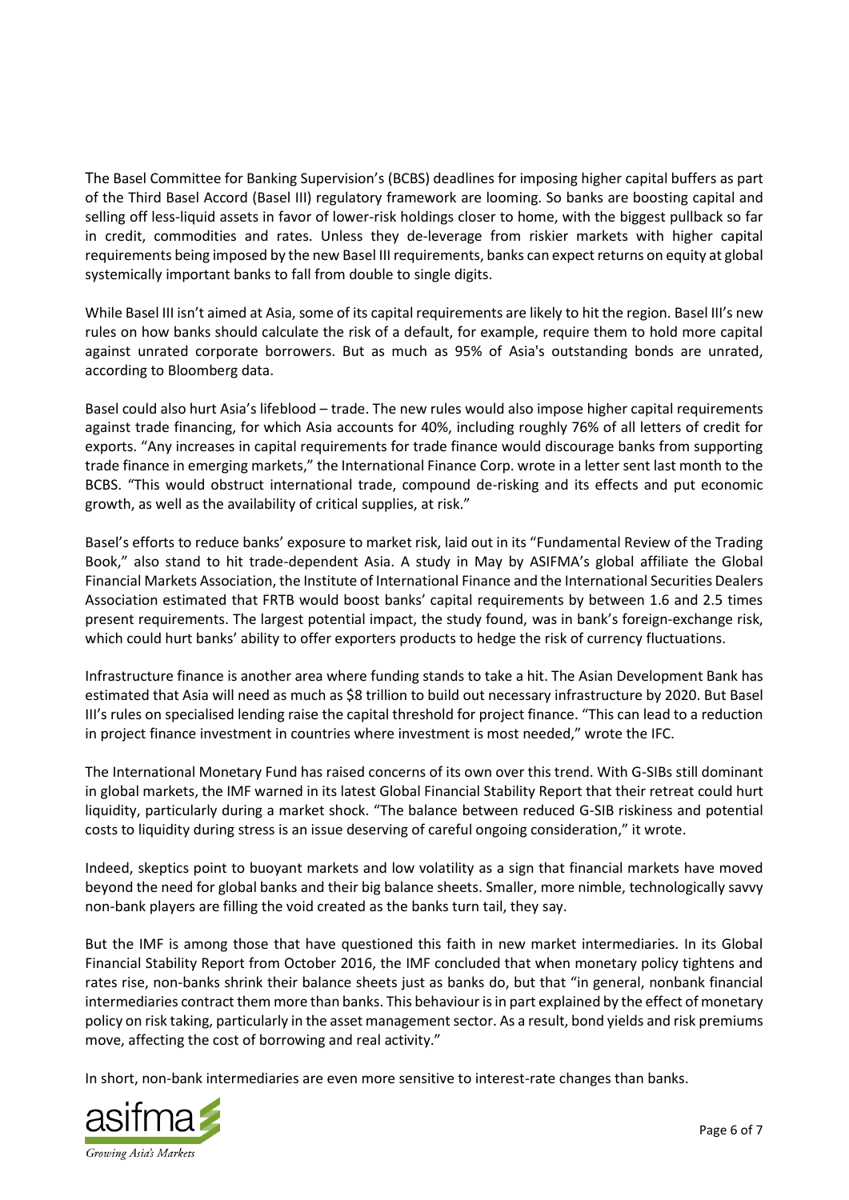The Basel Committee for Banking Supervision's (BCBS) deadlines for imposing higher capital buffers as part of the Third Basel Accord (Basel III) regulatory framework are looming. So banks are boosting capital and selling off less-liquid assets in favor of lower-risk holdings closer to home, with the biggest pullback so far in credit, commodities and rates. Unless they de-leverage from riskier markets with higher capital requirements being imposed by the new Basel III requirements, banks can expect returns on equity at global systemically important banks to fall from double to single digits.

While Basel III isn't aimed at Asia, some of its capital requirements are likely to hit the region. Basel III's new rules on how banks should calculate the risk of a default, for example, require them to hold more capital against unrated corporate borrowers. But as much as 95% of Asia's outstanding bonds are unrated, according to Bloomberg data.

Basel could also hurt Asia's lifeblood – trade. The new rules would also impose higher capital requirements against trade financing, for which Asia accounts for 40%, including roughly 76% of all letters of credit for exports. "Any increases in capital requirements for trade finance would discourage banks from supporting trade finance in emerging markets," the International Finance Corp. wrote in a letter sent last month to the BCBS. "This would obstruct international trade, compound de-risking and its effects and put economic growth, as well as the availability of critical supplies, at risk."

Basel's efforts to reduce banks' exposure to market risk, laid out in its "Fundamental Review of the Trading Book," also stand to hit trade-dependent Asia. A study in May by ASIFMA's global affiliate the Global Financial Markets Association, the Institute of International Finance and the International Securities Dealers Association estimated that FRTB would boost banks' capital requirements by between 1.6 and 2.5 times present requirements. The largest potential impact, the study found, was in bank's foreign-exchange risk, which could hurt banks' ability to offer exporters products to hedge the risk of currency fluctuations.

Infrastructure finance is another area where funding stands to take a hit. The Asian Development Bank has estimated that Asia will need as much as $8 trillion to build out necessary infrastructure by 2020. But Basel III's rules on specialised lending raise the capital threshold for project finance. "This can lead to a reduction in project finance investment in countries where investment is most needed," wrote the IFC.

The International Monetary Fund has raised concerns of its own over this trend. With G-SIBs still dominant in global markets, the IMF warned in its latest Global Financial Stability Report that their retreat could hurt liquidity, particularly during a market shock. "The balance between reduced G-SIB riskiness and potential costs to liquidity during stress is an issue deserving of careful ongoing consideration," it wrote.

Indeed, skeptics point to buoyant markets and low volatility as a sign that financial markets have moved beyond the need for global banks and their big balance sheets. Smaller, more nimble, technologically savvy non-bank players are filling the void created as the banks turn tail, they say.

But the IMF is among those that have questioned this faith in new market intermediaries. In its Global Financial Stability Report from October 2016, the IMF concluded that when monetary policy tightens and rates rise, non-banks shrink their balance sheets just as banks do, but that "in general, nonbank financial intermediaries contract them more than banks. This behaviour is in part explained by the effect of monetary policy on risk taking, particularly in the asset management sector. As a result, bond yields and risk premiums move, affecting the cost of borrowing and real activity."

In short, non-bank intermediaries are even more sensitive to interest-rate changes than banks.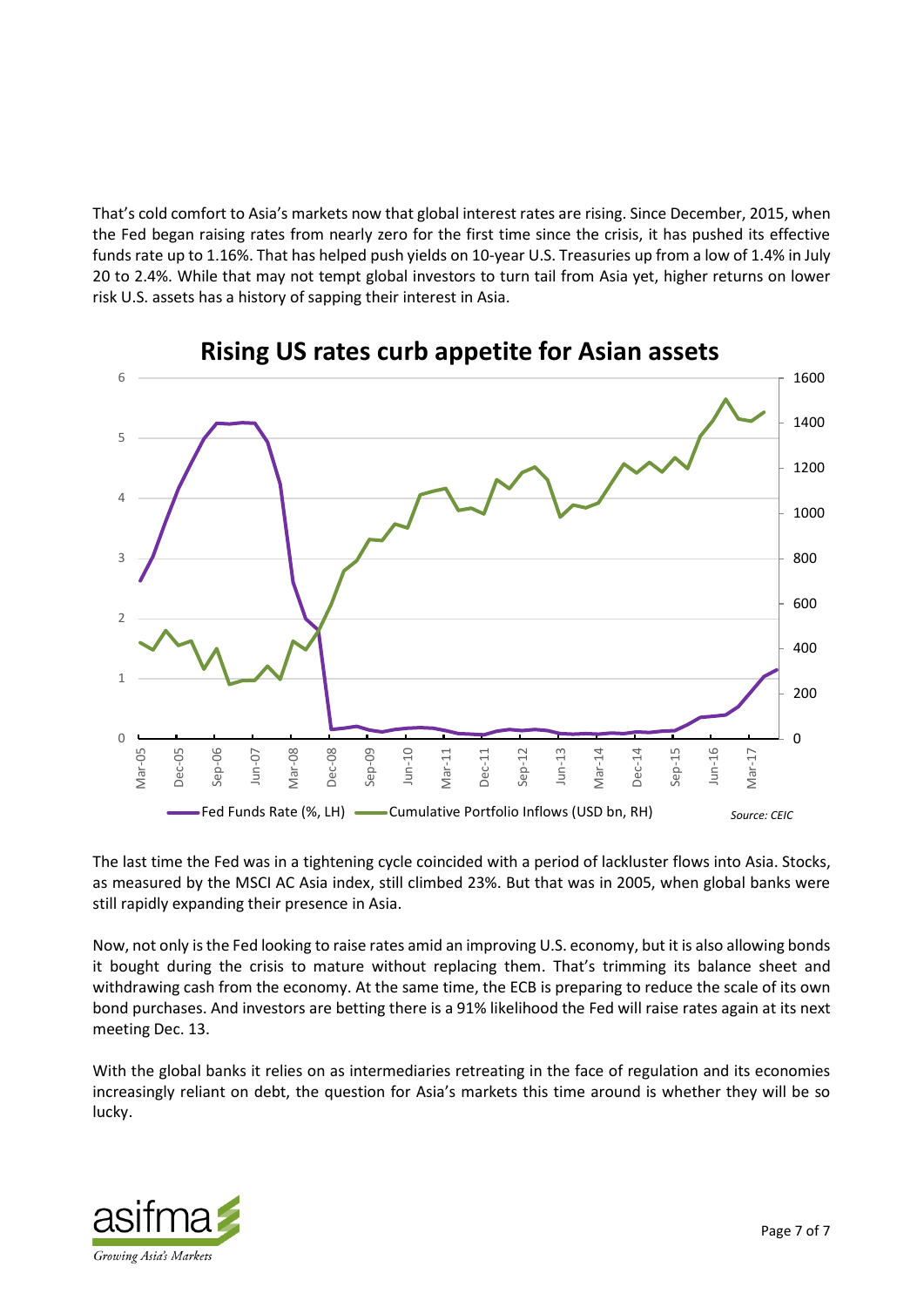That's cold comfort to Asia's markets now that global interest rates are rising. Since December, 2015, when the Fed began raising rates from nearly zero for the first time since the crisis, it has pushed its effective funds rate up to 1.16%. That has helped push yields on 10-year U.S. Treasuries up from a low of 1.4% in July 20 to 2.4%. While that may not tempt global investors to turn tail from Asia yet, higher returns on lower risk U.S. assets has a history of sapping their interest in Asia.

**Rising US rates curb appetite for Asian assets**

6
5
4
3
2
1
0

1600
1400
1200
1000
800
600
400
200
0

Mar-05
Dec-05
Sep-06
Jun-07
Mar-08
Dec-08
Sep-09
Jun-10
Mar-11
Dec-11
Sep-12
Jun-13
Mar-14
Dec-14
Sep-15
Jun-16
Mar-17

Fed Funds Rate (%, LH)
Cumulative Portfolio Inflows (USD bn, RH)

*Source: CEIC*

The last time the Fed was in a tightening cycle coincided with a period of lackluster flows into Asia. Stocks, as measured by the MSCI AC Asia index, still climbed 23%. But that was in 2005, when global banks were still rapidly expanding their presence in Asia.

Now, not only is the Fed looking to raise rates amid an improving U.S. economy, but it is also allowing bonds it bought during the crisis to mature without replacing them. That's trimming its balance sheet and withdrawing cash from the economy. At the same time, the ECB is preparing to reduce the scale of its own bond purchases. And investors are betting there is a 91% likelihood the Fed will raise rates again at its next meeting Dec. 13.

With the global banks it relies on as intermediaries retreating in the face of regulation and its economies increasingly reliant on debt, the question for Asia's markets this time around is whether they will be so lucky.

asifma
*Growing Asia's Markets*